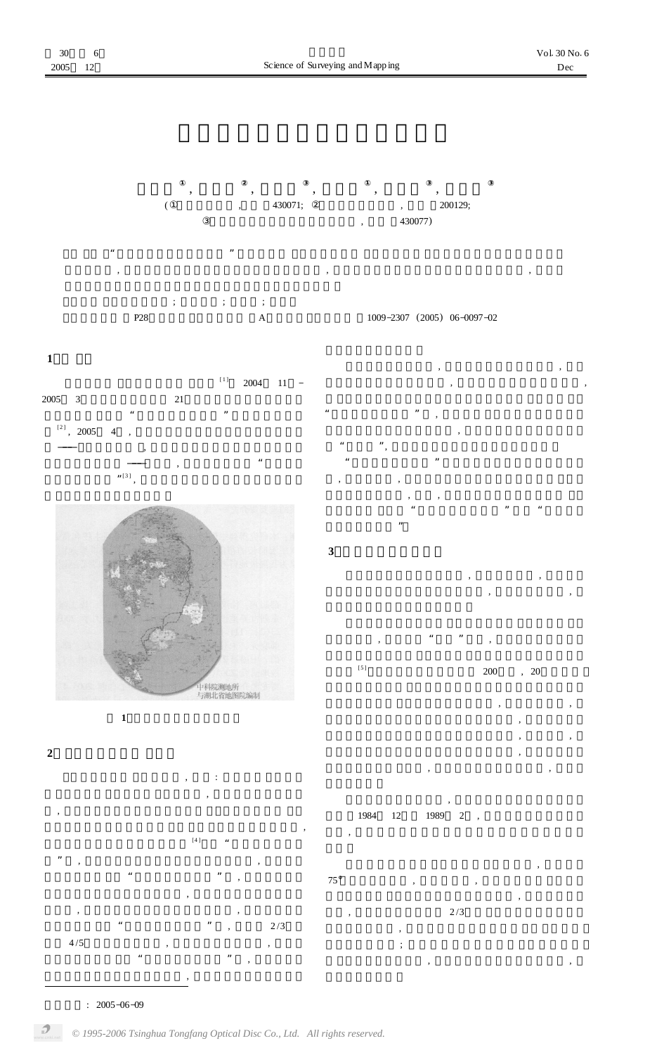(① ，430071; ② ，200129;
③ ，430077)

P28　A　1009-2307(2005)06-0097-02

## 1

[1] 2004 11 -2005 3 21

[2]，2005 4，

"[3]，

中科院测地所
与湖北省地图院编制

1

## 2

[4]

2/3

4/5

## 3

[5] 200，20

1984 12 1989 2，

75°

2/3

：2005-06-09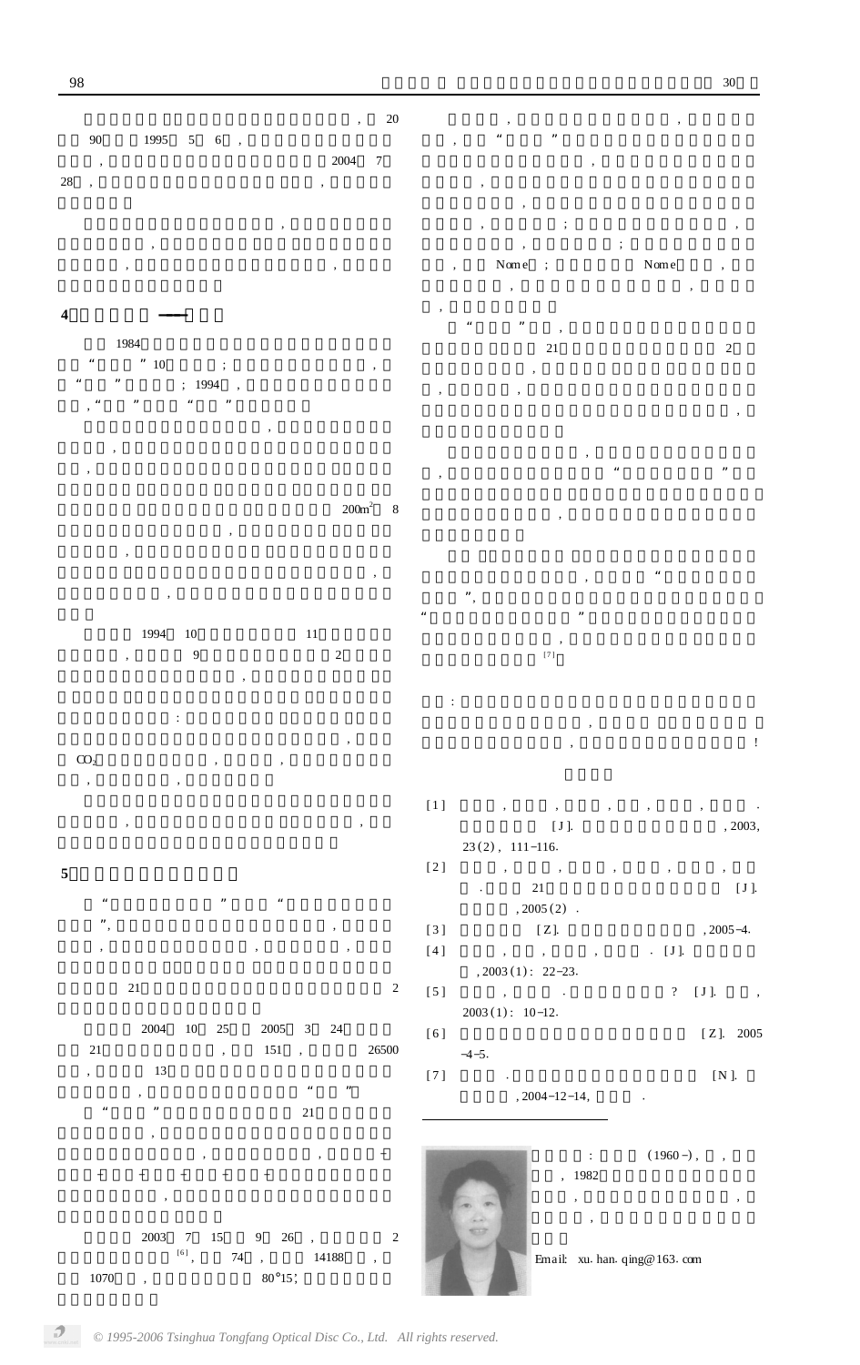， 20

90 1995 5 6 ，

， 2004 7

28 ，

，

，

， ，

## 4 ——

1984

" " 10 ； ，

" " ； 1994 ，

，" " " "

，

，

，

200m² 8

，

，

，

，

1994 10 11

， 9 2

，

：

，

$CO_2$ ， ，

， ，

，

，

## 5

" " " "

"，

， ， ，

21 2

2004 10 25 2005 3 24

21 ， 151 ， 26500

， 13

， " "

" " 21

，

， ， +

+ + + + +

，

2003 7 15 9 26 ， 2

[6]， 74 ， 14188 ，

1070 ， 80°15′；

， ，

， " "

，

，

，

， ； ，

， ；

， Nome ； Nome ，

， ，

，

" " ，

21 2

，

， ，

，

，

， " "

，

， "

"，

" "

，

[7]

：

，

， ！

[1] ， ， ， ， ， ， .

[J]. , 2003, 23(2), 111-116.

[2] ， ， ， ， ，

. 21 [J]. , 2005(2) .

[3] [Z]. , 2005-4.

[4] ， ， ， . [J]. , 2003(1): 22-23.

[5] ， . ? [J]. ， 2003(1): 10-12.

[6] [Z]. 2005-4-5.

[7] . [N]. , 2004-12-14, .

： (1960-)， ，

， 1982

，

，

Email: xu.han.qing@163.com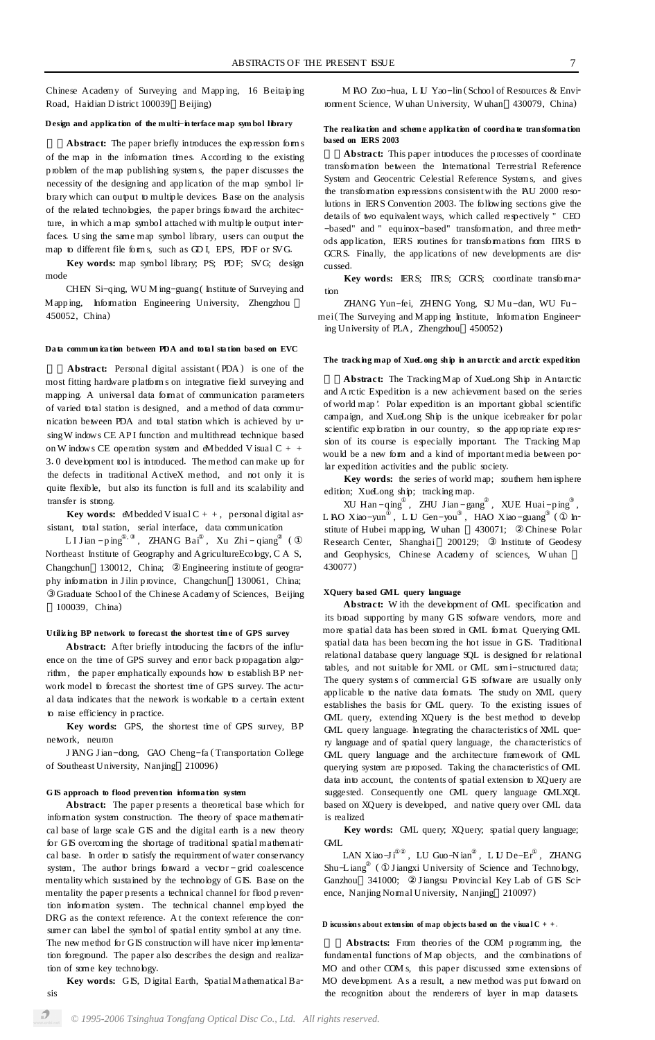Chinese Academy of Surveying and Mapping, 16 Beitaiping Road, Haidian District 100039 Beijing)

**Design and application of the multi-interface map symbol library**

**Abstract:** The paper briefly introduces the expression forms of the map in the information times. According to the existing problem of the map publishing systems, the paper discusses the necessity of the designing and application of the map symbol library which can output to multiple devices. Base on the analysis of the related technologies, the paper brings forward the architecture, in which a map symbol attached with multiple output interfaces. Using the same map symbol library, users can output the map to different file forms, such as GDI, EPS, PDF or SVG.

**Key words:** map symbol library; PS; PDF; SVG; design mode

CHEN Si-qing, WU Ming-guang (Institute of Surveying and Mapping, Information Engineering University, Zhengzhou 450052, China)

**Data communication between PDA and total station based on EVC**

**Abstract:** Personal digital assistant (PDA) is one of the most fitting hardware platforms on integrative field surveying and mapping. A universal data format of communication parameters of varied total station is designed, and a method of data communication between PDA and total station which is achieved by using Windows CE API function and multithread technique based on Windows CE operation system and eMbedded Visual C + + 3.0 development tool is introduced. The method can make up for the defects in traditional ActiveX method, and not only it is quite flexible, but also its function is full and its scalability and transfer is strong.

**Key words:** eMbedded Visual C + +, personal digital assistant, total station, serial interface, data communication

LI Jian-ping[①,③], ZHANG Bai[①], Xu Zhi-qiang[②] (① Northeast Institute of Geography and AgricultureEcology, CAS, Changchun 130012, China; ② Engineering institute of geography information in Jilin province, Changchun 130061, China; ③ Graduate School of the Chinese Academy of Sciences, Beijing 100039, China)

**Utilizing BP network to forecast the shortest time of GPS survey**

**Abstract:** After briefly introducing the factors of the influence on the time of GPS survey and error back propagation algorithm, the paper emphatically expounds how to establish BP network model to forecast the shortest time of GPS survey. The actual data indicates that the network is workable to a certain extent to raise efficiency in practice.

**Key words:** GPS, the shortest time of GPS survey, BP network, neuron

JIANG Jian-dong, GAO Cheng-fa (Transportation College of Southeast University, Nanjing 210096)

**GIS approach to flood prevention information system**

**Abstract:** The paper presents a theoretical base which for information system construction. The theory of space mathematical base of large scale GIS and the digital earth is a new theory for GIS overcoming the shortage of traditional spatial mathematical base. In order to satisfy the requirement of water conservancy system, The author brings forward a vector-grid coalescence mentality which sustained by the technology of GIS. Base on the mentality the paper presents a technical channel for flood prevention information system. The technical channel employed the DRG as the context reference. At the context reference the consumer can label the symbol of spatial entity symbol at any time. The new method for GIS construction will have nicer implementation foreground. The paper also describes the design and realization of some key technology.

**Key words:** GIS, Digital Earth, Spatial Mathematical Basis

MIAO Zuo-hua, LIU Yao-lin (School of Resources & Environment Science, Wuhan University, Wuhan 430079, China)

**The realization and scheme application of coordinate transformation based on IERS 2003**

**Abstract:** This paper introduces the processes of coordinate transformation between the International Terrestrial Reference System and Geocentric Celestial Reference Systems, and gives the transformation expressions consistent with the IAU 2000 resolutions in IERS Convention 2003. The following sections give the details of two equivalent ways, which called respectively " CEO-based" and " equinox-based" transformation, and three methods application, IERS routines for transformations from ITRS to GCRS. Finally, the applications of new developments are discussed.

**Key words:** IERS; ITRS; GCRS; coordinate transformation

ZHANG Yun-fei, ZHENG Yong, SU Mu-dan, WU Fu-mei (The Surveying and Mapping Institute, Information Engineering University of PLA, Zhengzhou 450052)

**The tracking map of XueLong ship in antarctic and arctic expedition**

**Abstract:** The Tracking Map of XueLong Ship in Antarctic and Arctic Expedition is a new achievement based on the series of world map". Polar expedition is an important global scientific campaign, and XueLong Ship is the unique icebreaker for polar scientific exploration in our country, so the appropriate expression of its course is especially important. The Tracking Map would be a new form and a kind of important media between polar expedition activities and the public society.

**Key words:** the series of world map; southern hemisphere edition; XueLong ship; tracking map.

XU Han-qing[①], ZHU Jian-gang[②], XUE Huai-ping[③], LIAO Xiao-yun[①], LIU Gen-you[③], HAO Xiao-guang[③] (① Institute of Hubei mapping, Wuhan 430071; ② Chinese Polar Research Center, Shanghai 200129; ③ Institute of Geodesy and Geophysics, Chinese Academy of sciences, Wuhan 430077)

**XQuery based GML query language**

**Abstract:** With the development of GML specification and its broad supporting by many GIS software vendors, more and more spatial data has been stored in GML format. Querying GML spatial data has been becoming the hot issue in GIS. Traditional relational database query language SQL is designed for relational tables, and not suitable for XML or GML semi-structured data; The query systems of commercial GIS software are usually only applicable to the native data formats. The study on XML query establishes the basis for GML query. To the existing issues of GML query, extending XQuery is the best method to develop GML query language. Integrating the characteristics of XML query language and of spatial query language, the characteristics of GML query language and the architecture framework of GML querying system are proposed. Taking the characteristics of GML data into account, the contents of spatial extension to XQuery are suggested. Consequently one GML query language GMLXQL based on XQuery is developed, and native query over GML data is realized.

**Key words:** GML query; XQuery; spatial query language; GML

LAN Xiao-Ji[①②], LU Guo-Nian[②], LIU De-Er[①], ZHANG Shu-Liang[②] (① Jiangxi University of Science and Technology, Ganzhou 341000; ② Jiangsu Provincial Key Lab of GIS Science, Nanjing Normal University, Nanjing 210097)

**Discussions about extension of map objects based on the visual C + +.**

**Abstracts:** From theories of the COM programming, the fundamental functions of Map objects, and the combinations of MO and other COMs, this paper discussed some extensions of MO development. As a result, a new method was put forward on the recognition about the renderers of layer in map datasets.